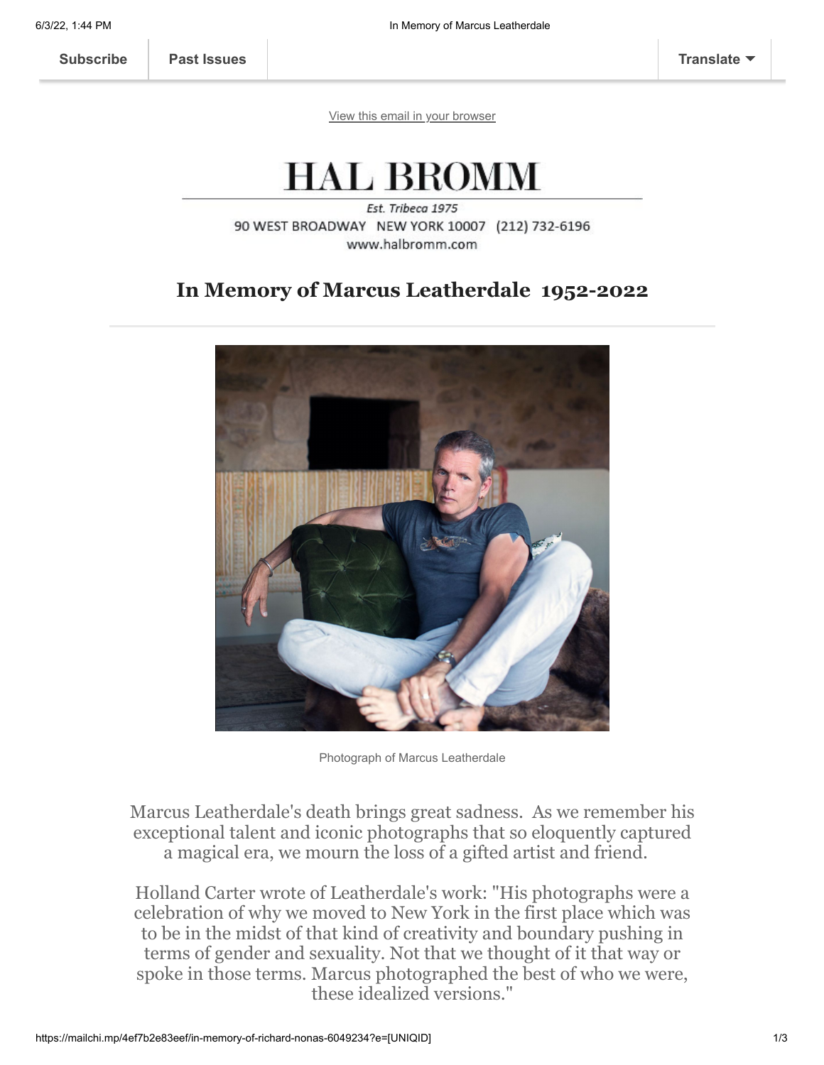Subscribe | Past Issues | Translate

View this email in your browser

# HAL BROMM

*Est. Tribeca 1975*

90 WEST BROADWAY NEW YORK 10007 (212) 732-6196

www.halbromm.com

## In Memory of Marcus Leatherdale 1952-2022

Photograph of Marcus Leatherdale

Marcus Leatherdale's death brings great sadness. As we remember his exceptional talent and iconic photographs that so eloquently captured a magical era, we mourn the loss of a gifted artist and friend.

Holland Carter wrote of Leatherdale's work: "His photographs were a celebration of why we moved to New York in the first place which was to be in the midst of that kind of creativity and boundary pushing in terms of gender and sexuality. Not that we thought of it that way or spoke in those terms. Marcus photographed the best of who we were, these idealized versions."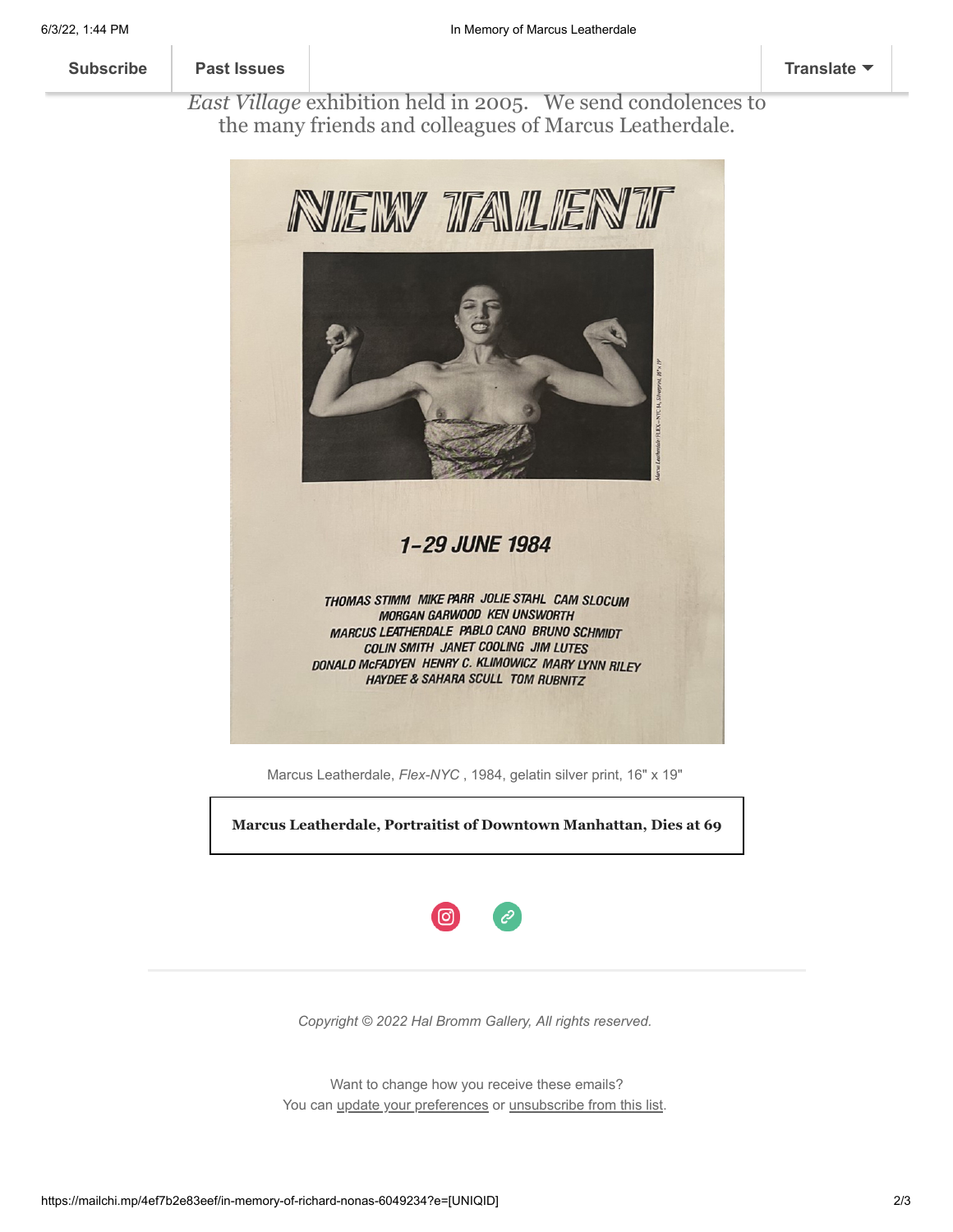*East Village* exhibition held in 2005. We send condolences to the many friends and colleagues of Marcus Leatherdale.

NEW TALENT

1–29 JUNE 1984

THOMAS STIMM MIKE PARR JOLIE STAHL CAM SLOCUM MORGAN GARWOOD KEN UNSWORTH MARCUS LEATHERDALE PABLO CANO BRUNO SCHMIDT COLIN SMITH JANET COOLING JIM LUTES DONALD McFADYEN HENRY C. KLIMOWICZ MARY LYNN RILEY HAYDEE & SAHARA SCULL TOM RUBNITZ

Marcus Leatherdale, *Flex-NYC* , 1984, gelatin silver print, 16" x 19"

**Marcus Leatherdale, Portraitist of Downtown Manhattan, Dies at 69**

*Copyright © 2022 Hal Bromm Gallery, All rights reserved.*

Want to change how you receive these emails?
You can update your preferences or unsubscribe from this list.